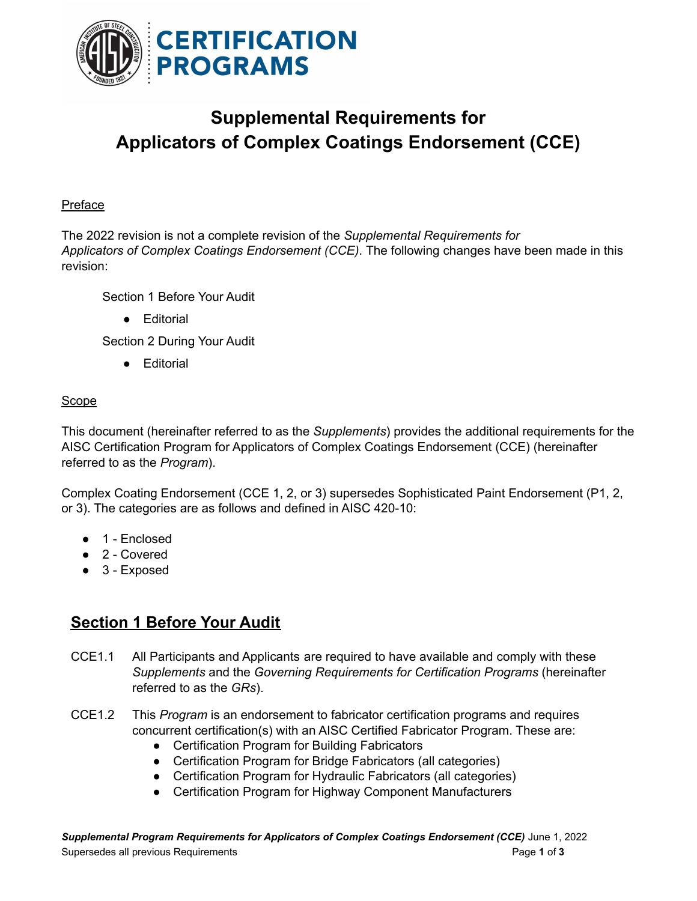# Supplemental Requirements for Applicators of Complex Coatings Endorsement (CCE)

## Preface

The 2022 revision is not a complete revision of the *Supplemental Requirements for Applicators of Complex Coatings Endorsement (CCE)*. The following changes have been made in this revision:

Section 1 Before Your Audit

- Editorial

Section 2 During Your Audit

- Editorial

## Scope

This document (hereinafter referred to as the *Supplements*) provides the additional requirements for the AISC Certification Program for Applicators of Complex Coatings Endorsement (CCE) (hereinafter referred to as the *Program*).

Complex Coating Endorsement (CCE 1, 2, or 3) supersedes Sophisticated Paint Endorsement (P1, 2, or 3). The categories are as follows and defined in AISC 420-10:

- 1 - Enclosed
- 2 - Covered
- 3 - Exposed

## Section 1 Before Your Audit

CCE1.1 All Participants and Applicants are required to have available and comply with these *Supplements* and the *Governing Requirements for Certification Programs* (hereinafter referred to as the *GRs*).

CCE1.2 This *Program* is an endorsement to fabricator certification programs and requires concurrent certification(s) with an AISC Certified Fabricator Program. These are:

- Certification Program for Building Fabricators
- Certification Program for Bridge Fabricators (all categories)
- Certification Program for Hydraulic Fabricators (all categories)
- Certification Program for Highway Component Manufacturers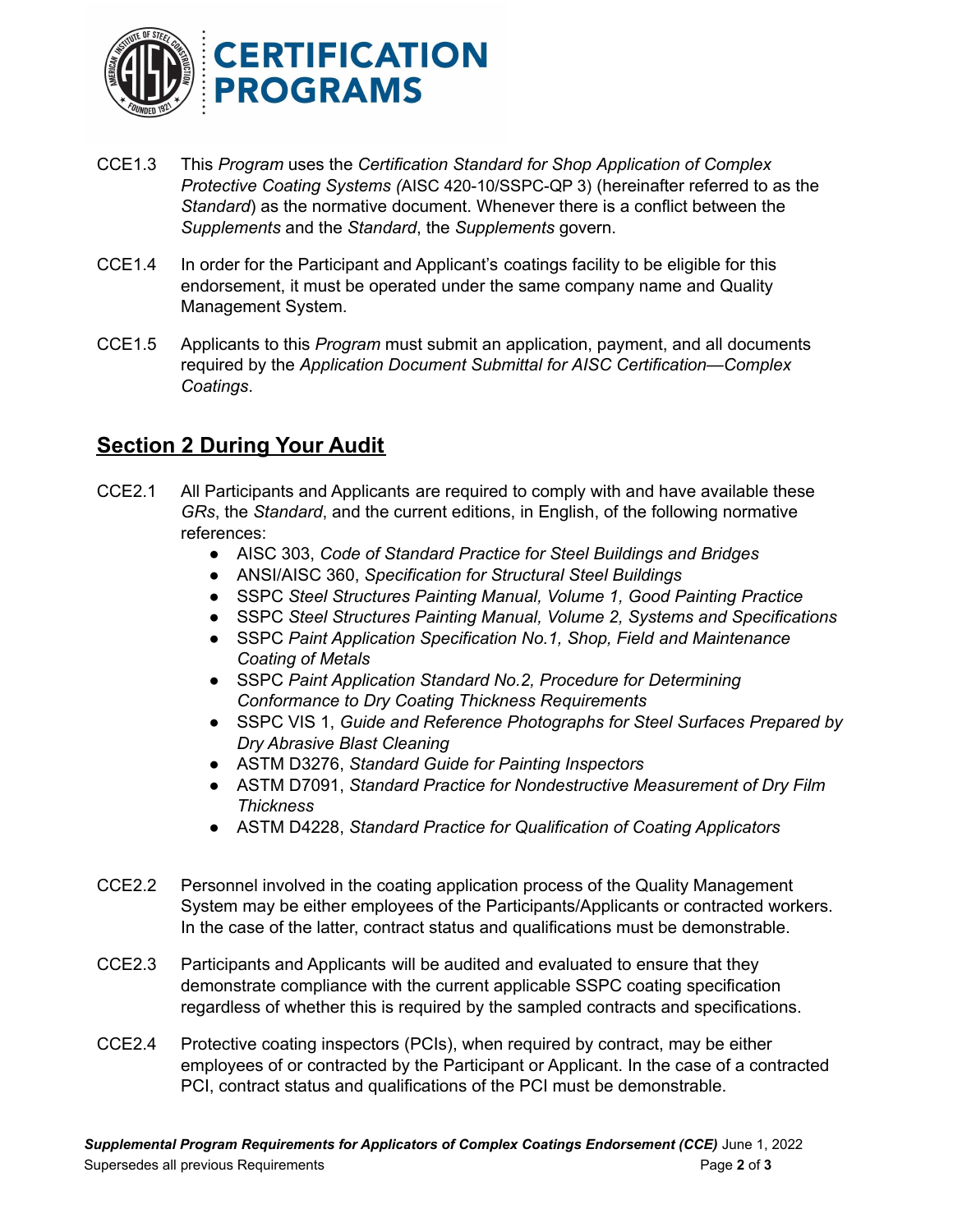CCE1.3 This *Program* uses the *Certification Standard for Shop Application of Complex Protective Coating Systems (*AISC 420-10/SSPC-QP 3) (hereinafter referred to as the *Standard*) as the normative document. Whenever there is a conflict between the *Supplements* and the *Standard*, the *Supplements* govern.

CCE1.4 In order for the Participant and Applicant's coatings facility to be eligible for this endorsement, it must be operated under the same company name and Quality Management System.

CCE1.5 Applicants to this *Program* must submit an application, payment, and all documents required by the *Application Document Submittal for AISC Certification—Complex Coatings*.

## Section 2 During Your Audit

CCE2.1 All Participants and Applicants are required to comply with and have available these *GRs*, the *Standard*, and the current editions, in English, of the following normative references:

- AISC 303, *Code of Standard Practice for Steel Buildings and Bridges*
- ANSI/AISC 360, *Specification for Structural Steel Buildings*
- SSPC *Steel Structures Painting Manual, Volume 1, Good Painting Practice*
- SSPC *Steel Structures Painting Manual, Volume 2, Systems and Specifications*
- SSPC *Paint Application Specification No.1, Shop, Field and Maintenance Coating of Metals*
- SSPC *Paint Application Standard No.2, Procedure for Determining Conformance to Dry Coating Thickness Requirements*
- SSPC VIS 1, *Guide and Reference Photographs for Steel Surfaces Prepared by Dry Abrasive Blast Cleaning*
- ASTM D3276, *Standard Guide for Painting Inspectors*
- ASTM D7091, *Standard Practice for Nondestructive Measurement of Dry Film Thickness*
- ASTM D4228, *Standard Practice for Qualification of Coating Applicators*

CCE2.2 Personnel involved in the coating application process of the Quality Management System may be either employees of the Participants/Applicants or contracted workers. In the case of the latter, contract status and qualifications must be demonstrable.

CCE2.3 Participants and Applicants will be audited and evaluated to ensure that they demonstrate compliance with the current applicable SSPC coating specification regardless of whether this is required by the sampled contracts and specifications.

CCE2.4 Protective coating inspectors (PCIs), when required by contract, may be either employees of or contracted by the Participant or Applicant. In the case of a contracted PCI, contract status and qualifications of the PCI must be demonstrable.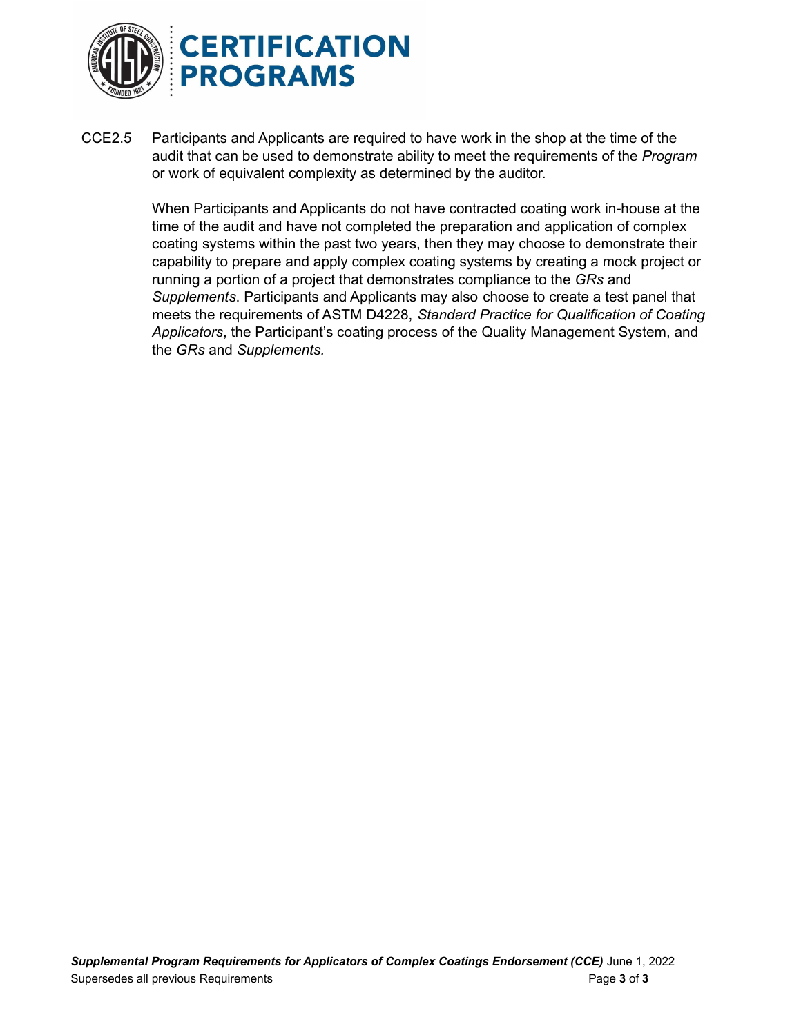CCE2.5 Participants and Applicants are required to have work in the shop at the time of the audit that can be used to demonstrate ability to meet the requirements of the *Program* or work of equivalent complexity as determined by the auditor.

When Participants and Applicants do not have contracted coating work in-house at the time of the audit and have not completed the preparation and application of complex coating systems within the past two years, then they may choose to demonstrate their capability to prepare and apply complex coating systems by creating a mock project or running a portion of a project that demonstrates compliance to the *GRs* and *Supplements*. Participants and Applicants may also choose to create a test panel that meets the requirements of ASTM D4228, *Standard Practice for Qualification of Coating Applicators*, the Participant's coating process of the Quality Management System, and the *GRs* and *Supplements.*